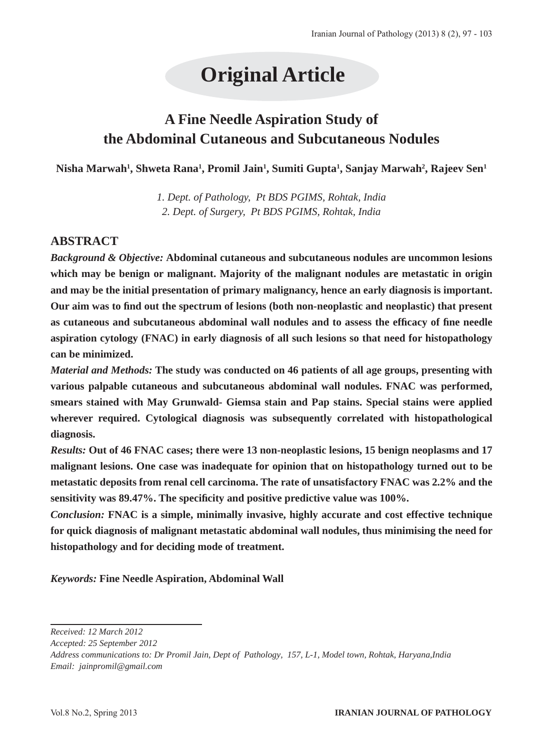# Original Article

## A Fine Needle Aspiration Study of the Abdominal Cutaneous and Subcutaneous Nodules

**Nisha Marwah[1], Shweta Rana[1], Promil Jain[1], Sumiti Gupta[1], Sanjay Marwah[2], Rajeev Sen[1]**

*1. Dept. of Pathology, Pt BDS PGIMS, Rohtak, India*
*2. Dept. of Surgery, Pt BDS PGIMS, Rohtak, India*

## ABSTRACT

*Background & Objective:* **Abdominal cutaneous and subcutaneous nodules are uncommon lesions which may be benign or malignant. Majority of the malignant nodules are metastatic in origin and may be the initial presentation of primary malignancy, hence an early diagnosis is important. Our aim was to find out the spectrum of lesions (both non-neoplastic and neoplastic) that present as cutaneous and subcutaneous abdominal wall nodules and to assess the efficacy of fine needle aspiration cytology (FNAC) in early diagnosis of all such lesions so that need for histopathology can be minimized.**

*Material and Methods:* **The study was conducted on 46 patients of all age groups, presenting with various palpable cutaneous and subcutaneous abdominal wall nodules. FNAC was performed, smears stained with May Grunwald- Giemsa stain and Pap stains. Special stains were applied wherever required. Cytological diagnosis was subsequently correlated with histopathological diagnosis.**

*Results:* **Out of 46 FNAC cases; there were 13 non-neoplastic lesions, 15 benign neoplasms and 17 malignant lesions. One case was inadequate for opinion that on histopathology turned out to be metastatic deposits from renal cell carcinoma. The rate of unsatisfactory FNAC was 2.2% and the sensitivity was 89.47%. The specificity and positive predictive value was 100%.**

*Conclusion:* **FNAC is a simple, minimally invasive, highly accurate and cost effective technique for quick diagnosis of malignant metastatic abdominal wall nodules, thus minimising the need for histopathology and for deciding mode of treatment.**

*Keywords:* **Fine Needle Aspiration, Abdominal Wall**

---

*Received: 12 March 2012*
*Accepted: 25 September 2012*
*Address communications to: Dr Promil Jain, Dept of Pathology, 157, L-1, Model town, Rohtak, Haryana,India*
*Email: jainpromil@gmail.com*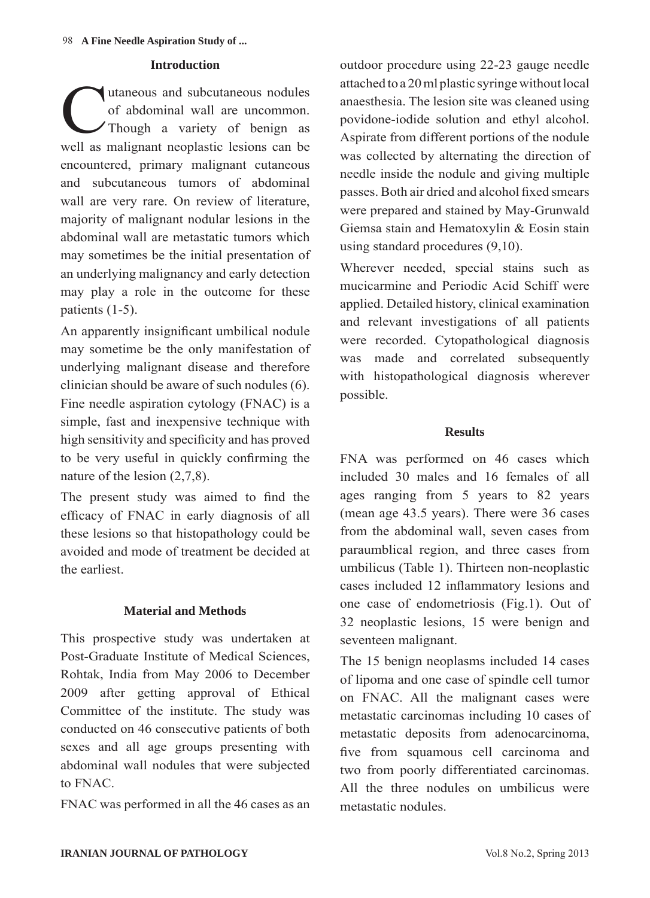## Introduction

Cutaneous and subcutaneous nodules of abdominal wall are uncommon. Though a variety of benign as well as malignant neoplastic lesions can be encountered, primary malignant cutaneous and subcutaneous tumors of abdominal wall are very rare. On review of literature, majority of malignant nodular lesions in the abdominal wall are metastatic tumors which may sometimes be the initial presentation of an underlying malignancy and early detection may play a role in the outcome for these patients (1-5).

An apparently insignificant umbilical nodule may sometime be the only manifestation of underlying malignant disease and therefore clinician should be aware of such nodules (6). Fine needle aspiration cytology (FNAC) is a simple, fast and inexpensive technique with high sensitivity and specificity and has proved to be very useful in quickly confirming the nature of the lesion (2,7,8).

The present study was aimed to find the efficacy of FNAC in early diagnosis of all these lesions so that histopathology could be avoided and mode of treatment be decided at the earliest.

## Material and Methods

This prospective study was undertaken at Post-Graduate Institute of Medical Sciences, Rohtak, India from May 2006 to December 2009 after getting approval of Ethical Committee of the institute. The study was conducted on 46 consecutive patients of both sexes and all age groups presenting with abdominal wall nodules that were subjected to FNAC.

FNAC was performed in all the 46 cases as an outdoor procedure using 22-23 gauge needle attached to a 20 ml plastic syringe without local anaesthesia. The lesion site was cleaned using povidone-iodide solution and ethyl alcohol. Aspirate from different portions of the nodule was collected by alternating the direction of needle inside the nodule and giving multiple passes. Both air dried and alcohol fixed smears were prepared and stained by May-Grunwald Giemsa stain and Hematoxylin & Eosin stain using standard procedures (9,10).

Wherever needed, special stains such as mucicarmine and Periodic Acid Schiff were applied. Detailed history, clinical examination and relevant investigations of all patients were recorded. Cytopathological diagnosis was made and correlated subsequently with histopathological diagnosis wherever possible.

## Results

FNA was performed on 46 cases which included 30 males and 16 females of all ages ranging from 5 years to 82 years (mean age 43.5 years). There were 36 cases from the abdominal wall, seven cases from paraumblical region, and three cases from umbilicus (Table 1). Thirteen non-neoplastic cases included 12 inflammatory lesions and one case of endometriosis (Fig.1). Out of 32 neoplastic lesions, 15 were benign and seventeen malignant.

The 15 benign neoplasms included 14 cases of lipoma and one case of spindle cell tumor on FNAC. All the malignant cases were metastatic carcinomas including 10 cases of metastatic deposits from adenocarcinoma, five from squamous cell carcinoma and two from poorly differentiated carcinomas. All the three nodules on umbilicus were metastatic nodules.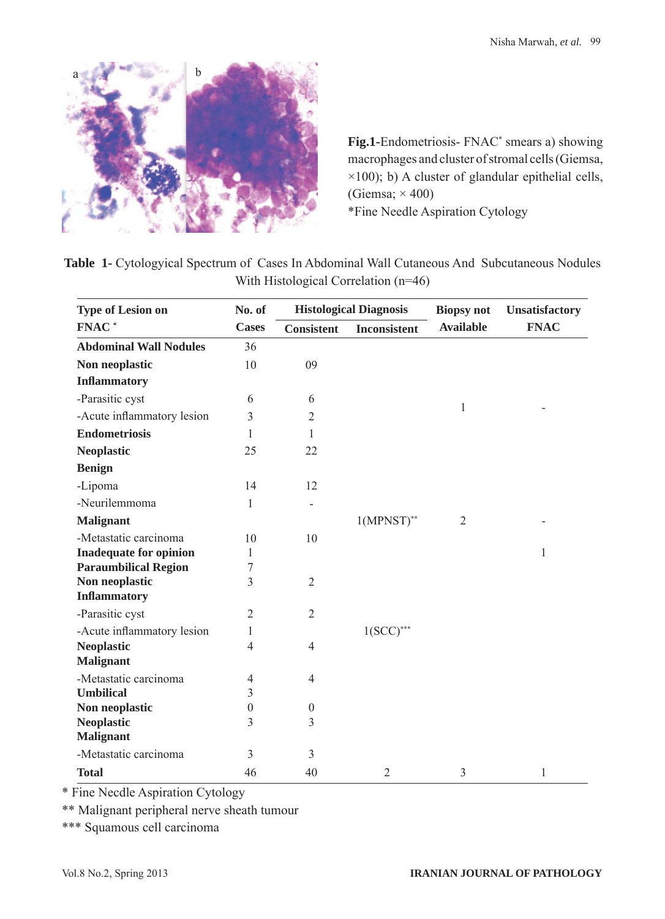**Fig.1**-Endometriosis- FNAC* smears a) showing macrophages and cluster of stromal cells (Giemsa, ×100); b) A cluster of glandular epithelial cells, (Giemsa; × 400)
*Fine Needle Aspiration Cytology

**Table 1**- Cytologyical Spectrum of Cases In Abdominal Wall Cutaneous And Subcutaneous Nodules With Histological Correlation (n=46)

| Type of Lesion on FNAC * | No. of Cases | Histological Diagnosis | | Biopsy not Available | Unsatisfactory FNAC |
|---|---|---|---|---|---|
| | | Consistent | Inconsistent | | |
| **Abdominal Wall Nodules** | 36 | | | | |
| **Non neoplastic** | 10 | 09 | | | |
| **Inflammatory** | | | | | |
| -Parasitic cyst | 6 | 6 | | 1 | - |
| -Acute inflammatory lesion | 3 | 2 | | | |
| **Endometriosis** | 1 | 1 | | | |
| **Neoplastic** | 25 | 22 | | | |
| **Benign** | | | | | |
| -Lipoma | 14 | 12 | | | |
| -Neurilemmoma | 1 | - | | | |
| **Malignant** | | | 1(MPNST)** | 2 | - |
| -Metastatic carcinoma | 10 | 10 | | | |
| **Inadequate for opinion** | 1 | | | | 1 |
| **Paraumbilical Region** | 7 | | | | |
| **Non neoplastic** | 3 | 2 | | | |
| **Inflammatory** | | | | | |
| -Parasitic cyst | 2 | 2 | | | |
| -Acute inflammatory lesion | 1 | | 1(SCC)*** | | |
| **Neoplastic** | 4 | 4 | | | |
| **Malignant** | | | | | |
| -Metastatic carcinoma | 4 | 4 | | | |
| **Umbilical** | 3 | | | | |
| **Non neoplastic** | 0 | 0 | | | |
| **Neoplastic** | 3 | 3 | | | |
| **Malignant** | | | | | |
| -Metastatic carcinoma | 3 | 3 | | | |
| **Total** | 46 | 40 | 2 | 3 | 1 |

\* Fine Necdle Aspiration Cytology
\*\* Malignant peripheral nerve sheath tumour
\*\*\* Squamous cell carcinoma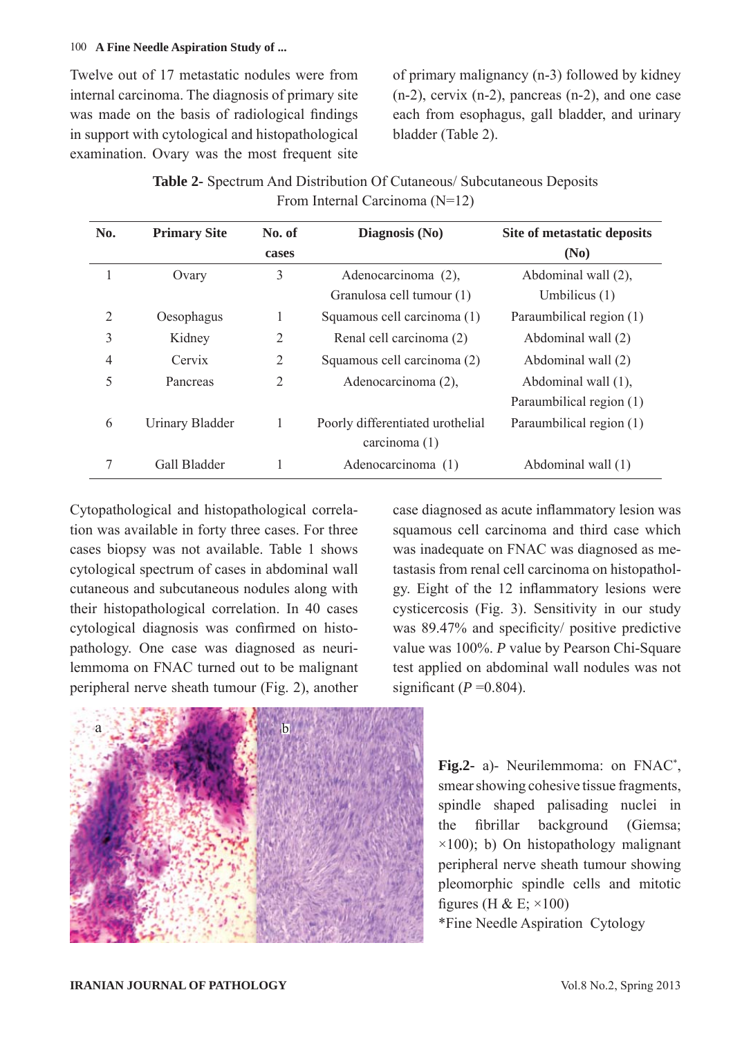Twelve out of 17 metastatic nodules were from internal carcinoma. The diagnosis of primary site was made on the basis of radiological findings in support with cytological and histopathological examination. Ovary was the most frequent site of primary malignancy (n-3) followed by kidney (n-2), cervix (n-2), pancreas (n-2), and one case each from esophagus, gall bladder, and urinary bladder (Table 2).

**Table 2**- Spectrum And Distribution Of Cutaneous/ Subcutaneous Deposits From Internal Carcinoma (N=12)

| No. | Primary Site | No. of cases | Diagnosis (No) | Site of metastatic deposits (No) |
|---|---|---|---|---|
| 1 | Ovary | 3 | Adenocarcinoma (2), Granulosa cell tumour (1) | Abdominal wall (2), Umbilicus (1) |
| 2 | Oesophagus | 1 | Squamous cell carcinoma (1) | Paraumbilical region (1) |
| 3 | Kidney | 2 | Renal cell carcinoma (2) | Abdominal wall (2) |
| 4 | Cervix | 2 | Squamous cell carcinoma (2) | Abdominal wall (2) |
| 5 | Pancreas | 2 | Adenocarcinoma (2), | Abdominal wall (1), Paraumbilical region (1) |
| 6 | Urinary Bladder | 1 | Poorly differentiated urothelial carcinoma (1) | Paraumbilical region (1) |
| 7 | Gall Bladder | 1 | Adenocarcinoma (1) | Abdominal wall (1) |

Cytopathological and histopathological correlation was available in forty three cases. For three cases biopsy was not available. Table 1 shows cytological spectrum of cases in abdominal wall cutaneous and subcutaneous nodules along with their histopathological correlation. In 40 cases cytological diagnosis was confirmed on histopathology. One case was diagnosed as neurilemmoma on FNAC turned out to be malignant peripheral nerve sheath tumour (Fig. 2), another case diagnosed as acute inflammatory lesion was squamous cell carcinoma and third case which was inadequate on FNAC was diagnosed as metastasis from renal cell carcinoma on histopathology. Eight of the 12 inflammatory lesions were cysticercosis (Fig. 3). Sensitivity in our study was 89.47% and specificity/ positive predictive value was 100%. *P* value by Pearson Chi-Square test applied on abdominal wall nodules was not significant (*P* =0.804).

**Fig.2**- a)- Neurilemmoma: on FNAC*, smear showing cohesive tissue fragments, spindle shaped palisading nuclei in the fibrillar background (Giemsa; ×100); b) On histopathology malignant peripheral nerve sheath tumour showing pleomorphic spindle cells and mitotic figures (H & E; ×100)

*Fine Needle Aspiration Cytology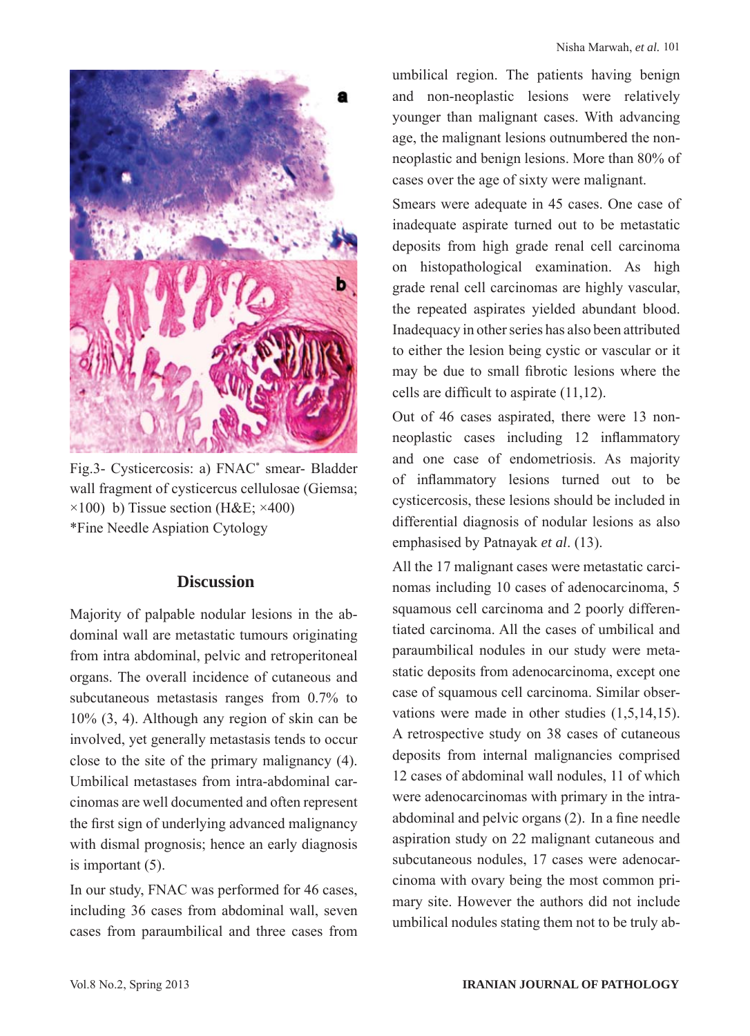Fig.3- Cysticercosis: a) FNAC* smear- Bladder wall fragment of cysticercus cellulosae (Giemsa; ×100) b) Tissue section (H&E; ×400)
*Fine Needle Aspiation Cytology

## Discussion

Majority of palpable nodular lesions in the abdominal wall are metastatic tumours originating from intra abdominal, pelvic and retroperitoneal organs. The overall incidence of cutaneous and subcutaneous metastasis ranges from 0.7% to 10% (3, 4). Although any region of skin can be involved, yet generally metastasis tends to occur close to the site of the primary malignancy (4). Umbilical metastases from intra-abdominal carcinomas are well documented and often represent the first sign of underlying advanced malignancy with dismal prognosis; hence an early diagnosis is important (5).

In our study, FNAC was performed for 46 cases, including 36 cases from abdominal wall, seven cases from paraumbilical and three cases from umbilical region. The patients having benign and non-neoplastic lesions were relatively younger than malignant cases. With advancing age, the malignant lesions outnumbered the non-neoplastic and benign lesions. More than 80% of cases over the age of sixty were malignant.

Smears were adequate in 45 cases. One case of inadequate aspirate turned out to be metastatic deposits from high grade renal cell carcinoma on histopathological examination. As high grade renal cell carcinomas are highly vascular, the repeated aspirates yielded abundant blood. Inadequacy in other series has also been attributed to either the lesion being cystic or vascular or it may be due to small fibrotic lesions where the cells are difficult to aspirate (11,12).

Out of 46 cases aspirated, there were 13 non-neoplastic cases including 12 inflammatory and one case of endometriosis. As majority of inflammatory lesions turned out to be cysticercosis, these lesions should be included in differential diagnosis of nodular lesions as also emphasised by Patnayak *et al*. (13).

All the 17 malignant cases were metastatic carcinomas including 10 cases of adenocarcinoma, 5 squamous cell carcinoma and 2 poorly differentiated carcinoma. All the cases of umbilical and paraumbilical nodules in our study were metastatic deposits from adenocarcinoma, except one case of squamous cell carcinoma. Similar observations were made in other studies (1,5,14,15). A retrospective study on 38 cases of cutaneous deposits from internal malignancies comprised 12 cases of abdominal wall nodules, 11 of which were adenocarcinomas with primary in the intra-abdominal and pelvic organs (2). In a fine needle aspiration study on 22 malignant cutaneous and subcutaneous nodules, 17 cases were adenocarcinoma with ovary being the most common primary site. However the authors did not include umbilical nodules stating them not to be truly ab-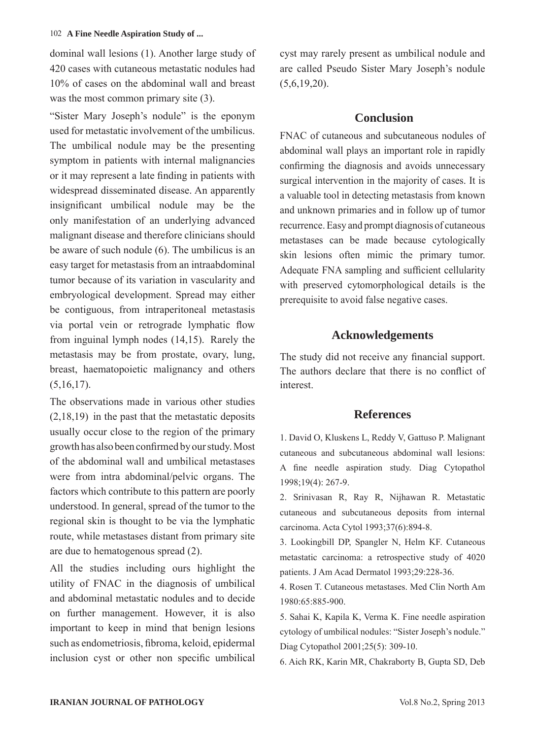dominal wall lesions (1). Another large study of 420 cases with cutaneous metastatic nodules had 10% of cases on the abdominal wall and breast was the most common primary site (3).

"Sister Mary Joseph's nodule" is the eponym used for metastatic involvement of the umbilicus. The umbilical nodule may be the presenting symptom in patients with internal malignancies or it may represent a late finding in patients with widespread disseminated disease. An apparently insignificant umbilical nodule may be the only manifestation of an underlying advanced malignant disease and therefore clinicians should be aware of such nodule (6). The umbilicus is an easy target for metastasis from an intraabdominal tumor because of its variation in vascularity and embryological development. Spread may either be contiguous, from intraperitoneal metastasis via portal vein or retrograde lymphatic flow from inguinal lymph nodes (14,15). Rarely the metastasis may be from prostate, ovary, lung, breast, haematopoietic malignancy and others (5,16,17).

The observations made in various other studies (2,18,19) in the past that the metastatic deposits usually occur close to the region of the primary growth has also been confirmed by our study. Most of the abdominal wall and umbilical metastases were from intra abdominal/pelvic organs. The factors which contribute to this pattern are poorly understood. In general, spread of the tumor to the regional skin is thought to be via the lymphatic route, while metastases distant from primary site are due to hematogenous spread (2).

All the studies including ours highlight the utility of FNAC in the diagnosis of umbilical and abdominal metastatic nodules and to decide on further management. However, it is also important to keep in mind that benign lesions such as endometriosis, fibroma, keloid, epidermal inclusion cyst or other non specific umbilical cyst may rarely present as umbilical nodule and are called Pseudo Sister Mary Joseph's nodule (5,6,19,20).

## Conclusion

FNAC of cutaneous and subcutaneous nodules of abdominal wall plays an important role in rapidly confirming the diagnosis and avoids unnecessary surgical intervention in the majority of cases. It is a valuable tool in detecting metastasis from known and unknown primaries and in follow up of tumor recurrence. Easy and prompt diagnosis of cutaneous metastases can be made because cytologically skin lesions often mimic the primary tumor. Adequate FNA sampling and sufficient cellularity with preserved cytomorphological details is the prerequisite to avoid false negative cases.

## Acknowledgements

The study did not receive any financial support. The authors declare that there is no conflict of interest.

## References

1. David O, Kluskens L, Reddy V, Gattuso P. Malignant cutaneous and subcutaneous abdominal wall lesions: A fine needle aspiration study. Diag Cytopathol 1998;19(4): 267-9.

2. Srinivasan R, Ray R, Nijhawan R. Metastatic cutaneous and subcutaneous deposits from internal carcinoma. Acta Cytol 1993;37(6):894-8.

3. Lookingbill DP, Spangler N, Helm KF. Cutaneous metastatic carcinoma: a retrospective study of 4020 patients. J Am Acad Dermatol 1993;29:228-36.

4. Rosen T. Cutaneous metastases. Med Clin North Am 1980:65:885-900.

5. Sahai K, Kapila K, Verma K. Fine needle aspiration cytology of umbilical nodules: "Sister Joseph's nodule." Diag Cytopathol 2001;25(5): 309-10.

6. Aich RK, Karin MR, Chakraborty B, Gupta SD, Deb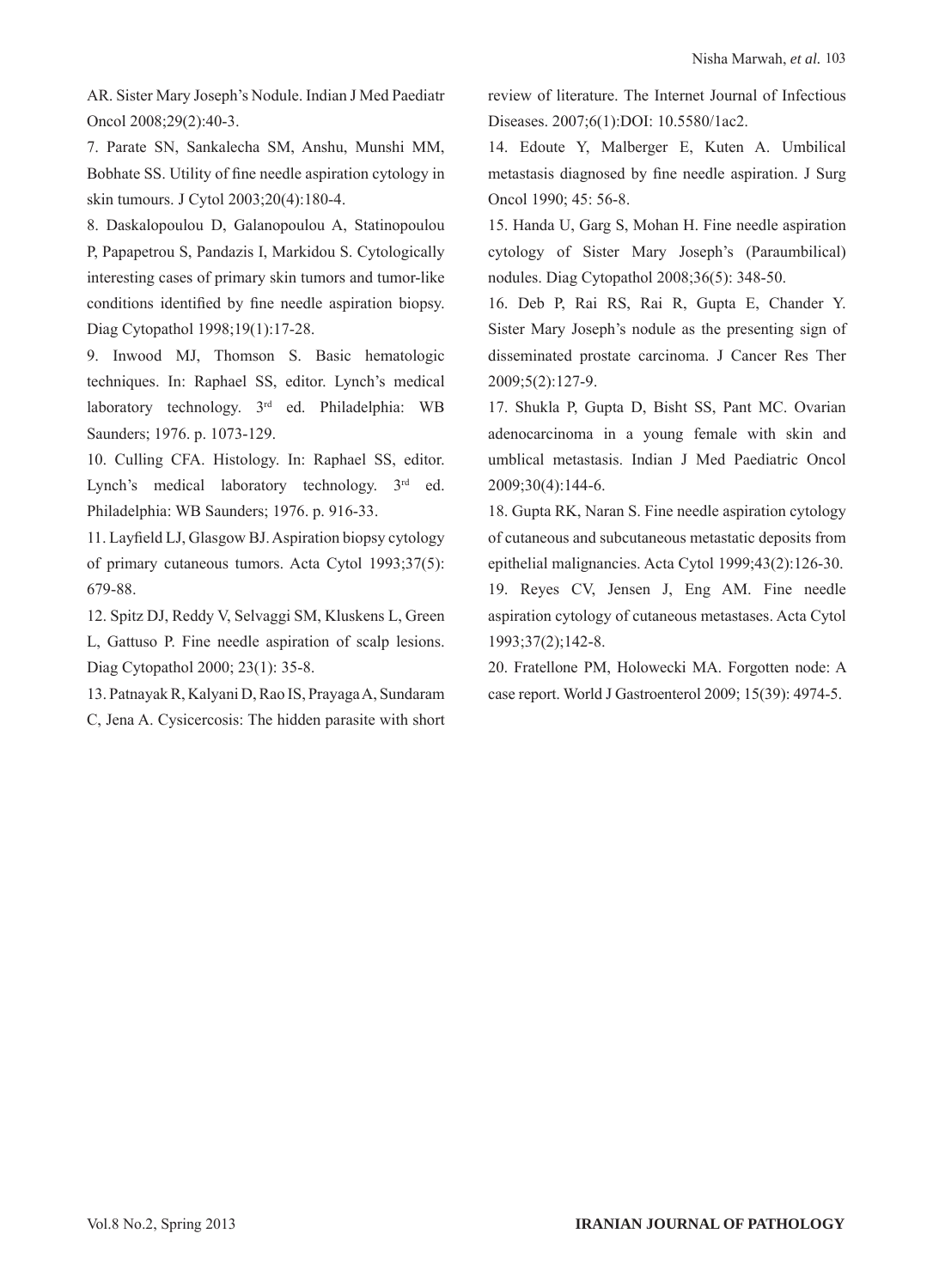AR. Sister Mary Joseph's Nodule. Indian J Med Paediatr Oncol 2008;29(2):40-3.

7. Parate SN, Sankalecha SM, Anshu, Munshi MM, Bobhate SS. Utility of fine needle aspiration cytology in skin tumours. J Cytol 2003;20(4):180-4.

8. Daskalopoulou D, Galanopoulou A, Statinopoulou P, Papapetrou S, Pandazis I, Markidou S. Cytologically interesting cases of primary skin tumors and tumor-like conditions identified by fine needle aspiration biopsy. Diag Cytopathol 1998;19(1):17-28.

9. Inwood MJ, Thomson S. Basic hematologic techniques. In: Raphael SS, editor. Lynch's medical laboratory technology. 3rd ed. Philadelphia: WB Saunders; 1976. p. 1073-129.

10. Culling CFA. Histology. In: Raphael SS, editor. Lynch's medical laboratory technology. 3rd ed. Philadelphia: WB Saunders; 1976. p. 916-33.

11. Layfield LJ, Glasgow BJ. Aspiration biopsy cytology of primary cutaneous tumors. Acta Cytol 1993;37(5): 679-88.

12. Spitz DJ, Reddy V, Selvaggi SM, Kluskens L, Green L, Gattuso P. Fine needle aspiration of scalp lesions. Diag Cytopathol 2000; 23(1): 35-8.

13. Patnayak R, Kalyani D, Rao IS, Prayaga A, Sundaram C, Jena A. Cysicercosis: The hidden parasite with short review of literature. The Internet Journal of Infectious Diseases. 2007;6(1):DOI: 10.5580/1ac2.

14. Edoute Y, Malberger E, Kuten A. Umbilical metastasis diagnosed by fine needle aspiration. J Surg Oncol 1990; 45: 56-8.

15. Handa U, Garg S, Mohan H. Fine needle aspiration cytology of Sister Mary Joseph's (Paraumbilical) nodules. Diag Cytopathol 2008;36(5): 348-50.

16. Deb P, Rai RS, Rai R, Gupta E, Chander Y. Sister Mary Joseph's nodule as the presenting sign of disseminated prostate carcinoma. J Cancer Res Ther 2009;5(2):127-9.

17. Shukla P, Gupta D, Bisht SS, Pant MC. Ovarian adenocarcinoma in a young female with skin and umblical metastasis. Indian J Med Paediatric Oncol 2009;30(4):144-6.

18. Gupta RK, Naran S. Fine needle aspiration cytology of cutaneous and subcutaneous metastatic deposits from epithelial malignancies. Acta Cytol 1999;43(2):126-30.

19. Reyes CV, Jensen J, Eng AM. Fine needle aspiration cytology of cutaneous metastases. Acta Cytol 1993;37(2);142-8.

20. Fratellone PM, Holowecki MA. Forgotten node: A case report. World J Gastroenterol 2009; 15(39): 4974-5.